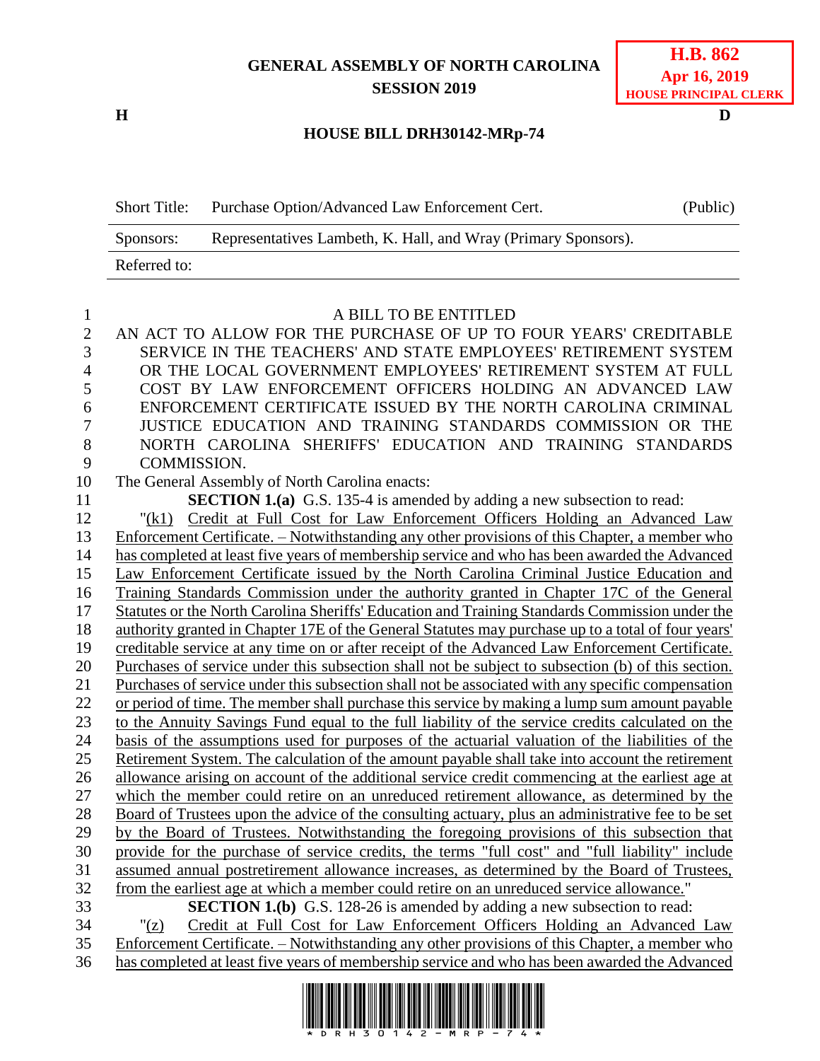**GENERAL ASSEMBLY OF NORTH CAROLINA**
**SESSION 2019**

**H.B. 862**
**Apr 16, 2019**
**HOUSE PRINCIPAL CLERK**

**H** **D**

**HOUSE BILL DRH30142-MRp-74**

| Short Title: | Purchase Option/Advanced Law Enforcement Cert. | (Public) |
|---|---|---|
| Sponsors: | Representatives Lambeth, K. Hall, and Wray (Primary Sponsors). | |
| Referred to: | | |

A BILL TO BE ENTITLED

AN ACT TO ALLOW FOR THE PURCHASE OF UP TO FOUR YEARS' CREDITABLE SERVICE IN THE TEACHERS' AND STATE EMPLOYEES' RETIREMENT SYSTEM OR THE LOCAL GOVERNMENT EMPLOYEES' RETIREMENT SYSTEM AT FULL COST BY LAW ENFORCEMENT OFFICERS HOLDING AN ADVANCED LAW ENFORCEMENT CERTIFICATE ISSUED BY THE NORTH CAROLINA CRIMINAL JUSTICE EDUCATION AND TRAINING STANDARDS COMMISSION OR THE NORTH CAROLINA SHERIFFS' EDUCATION AND TRAINING STANDARDS COMMISSION.

The General Assembly of North Carolina enacts:

**SECTION 1.(a)** G.S. 135-4 is amended by adding a new subsection to read:

"(k1) Credit at Full Cost for Law Enforcement Officers Holding an Advanced Law Enforcement Certificate. – Notwithstanding any other provisions of this Chapter, a member who has completed at least five years of membership service and who has been awarded the Advanced Law Enforcement Certificate issued by the North Carolina Criminal Justice Education and Training Standards Commission under the authority granted in Chapter 17C of the General Statutes or the North Carolina Sheriffs' Education and Training Standards Commission under the authority granted in Chapter 17E of the General Statutes may purchase up to a total of four years' creditable service at any time on or after receipt of the Advanced Law Enforcement Certificate. Purchases of service under this subsection shall not be subject to subsection (b) of this section. Purchases of service under this subsection shall not be associated with any specific compensation or period of time. The member shall purchase this service by making a lump sum amount payable to the Annuity Savings Fund equal to the full liability of the service credits calculated on the basis of the assumptions used for purposes of the actuarial valuation of the liabilities of the Retirement System. The calculation of the amount payable shall take into account the retirement allowance arising on account of the additional service credit commencing at the earliest age at which the member could retire on an unreduced retirement allowance, as determined by the Board of Trustees upon the advice of the consulting actuary, plus an administrative fee to be set by the Board of Trustees. Notwithstanding the foregoing provisions of this subsection that provide for the purchase of service credits, the terms "full cost" and "full liability" include assumed annual postretirement allowance increases, as determined by the Board of Trustees, from the earliest age at which a member could retire on an unreduced service allowance."

**SECTION 1.(b)** G.S. 128-26 is amended by adding a new subsection to read:

"(z) Credit at Full Cost for Law Enforcement Officers Holding an Advanced Law Enforcement Certificate. – Notwithstanding any other provisions of this Chapter, a member who has completed at least five years of membership service and who has been awarded the Advanced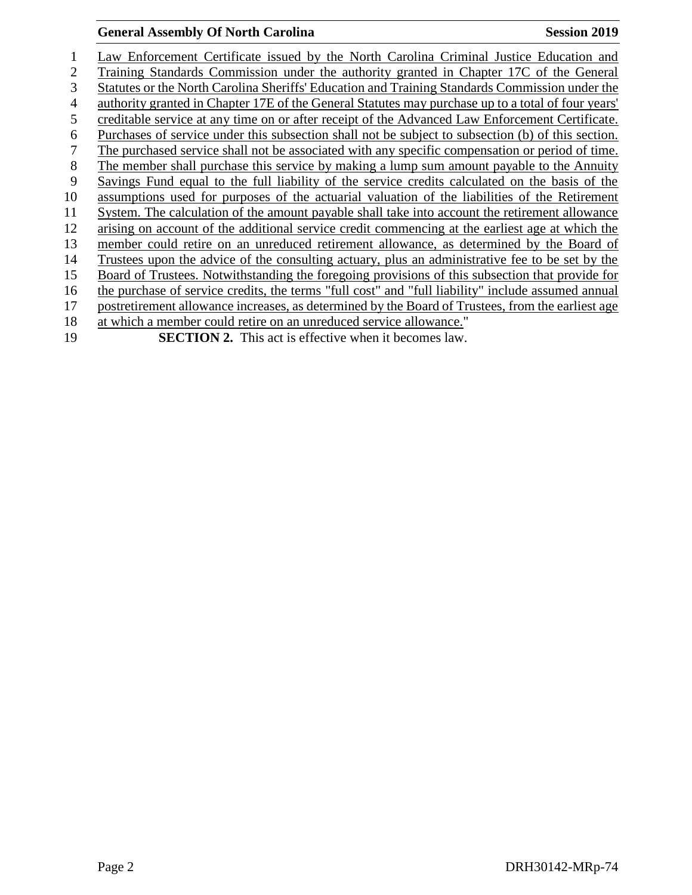Law Enforcement Certificate issued by the North Carolina Criminal Justice Education and Training Standards Commission under the authority granted in Chapter 17C of the General Statutes or the North Carolina Sheriffs' Education and Training Standards Commission under the authority granted in Chapter 17E of the General Statutes may purchase up to a total of four years' creditable service at any time on or after receipt of the Advanced Law Enforcement Certificate. Purchases of service under this subsection shall not be subject to subsection (b) of this section. The purchased service shall not be associated with any specific compensation or period of time. The member shall purchase this service by making a lump sum amount payable to the Annuity Savings Fund equal to the full liability of the service credits calculated on the basis of the assumptions used for purposes of the actuarial valuation of the liabilities of the Retirement System. The calculation of the amount payable shall take into account the retirement allowance arising on account of the additional service credit commencing at the earliest age at which the member could retire on an unreduced retirement allowance, as determined by the Board of Trustees upon the advice of the consulting actuary, plus an administrative fee to be set by the Board of Trustees. Notwithstanding the foregoing provisions of this subsection that provide for the purchase of service credits, the terms "full cost" and "full liability" include assumed annual postretirement allowance increases, as determined by the Board of Trustees, from the earliest age at which a member could retire on an unreduced service allowance."

**SECTION 2.** This act is effective when it becomes law.

DRH30142-MRp-74